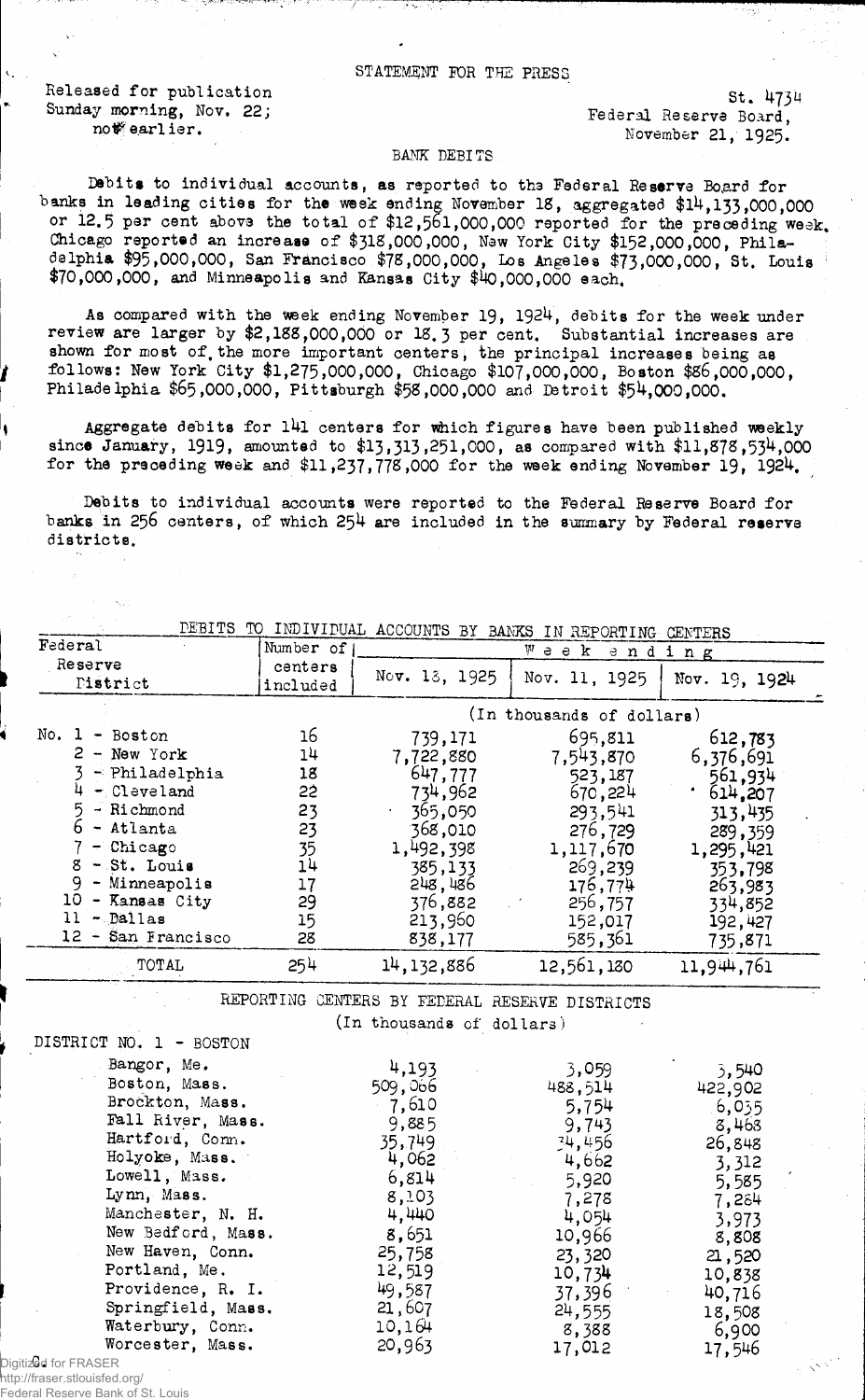STATEMENT FOR THE PRESS

Released for publication Sunday morning, Nov. 22; not earlier.

St. 4734
Federal Reserve Board,
November 21, 1925.

## BANK DEBITS

Debits to individual accounts, as reported to the Federal Reserve Board for banks in leading cities for the week ending November 18, aggregated $14,133,000,000 or 12.5 per cent above the total of $12,561,000,000 reported for the preceding week. Chicago reported an increase of $318,000,000, New York City $152,000,000, Philadelphia $95,000,000, San Francisco $78,000,000, Los Angeles $73,000,000, St. Louis $70,000,000, and Minneapolis and Kansas City $40,000,000 each.

As compared with the week ending November 19, 1924, debits for the week under review are larger by $2,188,000,000 or 18.3 per cent. Substantial increases are shown for most of the more important centers, the principal increases being as follows: New York City $1,275,000,000, Chicago $107,000,000, Boston $86,000,000, Philadelphia $65,000,000, Pittsburgh $58,000,000 and Detroit $54,000,000.

Aggregate debits for 141 centers for which figures have been published weekly since January, 1919, amounted to $13,313,251,000, as compared with $11,878,534,000 for the preceding week and $11,237,778,000 for the week ending November 19, 1924.

Debits to individual accounts were reported to the Federal Reserve Board for banks in 256 centers, of which 254 are included in the summary by Federal reserve districts.

DEBITS TO INDIVIDUAL ACCOUNTS BY BANKS IN REPORTING CENTERS

| Federal Reserve District | Number of centers included | Week ending Nov. 18, 1925 | Nov. 11, 1925 | Nov. 19, 1924 |
|---|---|---|---|---|
| | | (In thousands of dollars) | | |
| No. 1 - Boston | 16 | 739,171 | 695,811 | 612,783 |
| 2 - New York | 14 | 7,722,880 | 7,543,870 | 6,376,691 |
| 3 - Philadelphia | 18 | 647,777 | 523,187 | 561,934 |
| 4 - Cleveland | 22 | 734,962 | 670,224 | 614,207 |
| 5 - Richmond | 23 | 365,050 | 293,541 | 313,435 |
| 6 - Atlanta | 23 | 368,010 | 276,729 | 289,359 |
| 7 - Chicago | 35 | 1,492,398 | 1,117,670 | 1,295,421 |
| 8 - St. Louis | 14 | 385,133 | 269,239 | 353,798 |
| 9 - Minneapolis | 17 | 248,486 | 176,774 | 263,983 |
| 10 - Kansas City | 29 | 376,882 | 256,757 | 334,852 |
| 11 - Dallas | 15 | 213,960 | 152,017 | 192,427 |
| 12 - San Francisco | 28 | 838,177 | 585,361 | 735,871 |
| TOTAL | 254 | 14,132,886 | 12,561,180 | 11,944,761 |

REPORTING CENTERS BY FEDERAL RESERVE DISTRICTS
(In thousands of dollars)

| DISTRICT NO. 1 - BOSTON | Nov. 18, 1925 | Nov. 11, 1925 | Nov. 19, 1924 |
|---|---|---|---|
| Bangor, Me. | 4,193 | 3,059 | 3,540 |
| Boston, Mass. | 509,066 | 488,514 | 422,902 |
| Brockton, Mass. | 7,610 | 5,754 | 6,035 |
| Fall River, Mass. | 9,885 | 9,743 | 8,468 |
| Hartford, Conn. | 35,749 | 34,456 | 26,848 |
| Holyoke, Mass. | 4,062 | 4,662 | 3,312 |
| Lowell, Mass. | 6,814 | 5,920 | 5,585 |
| Lynn, Mass. | 8,103 | 7,278 | 7,284 |
| Manchester, N. H. | 4,440 | 4,054 | 3,973 |
| New Bedford, Mass. | 8,651 | 10,966 | 8,808 |
| New Haven, Conn. | 25,758 | 23,320 | 21,520 |
| Portland, Me. | 12,519 | 10,734 | 10,838 |
| Providence, R. I. | 49,587 | 37,396 | 40,716 |
| Springfield, Mass. | 21,607 | 24,555 | 18,508 |
| Waterbury, Conn. | 10,164 | 8,388 | 6,900 |
| Worcester, Mass. | 20,963 | 17,012 | 17,546 |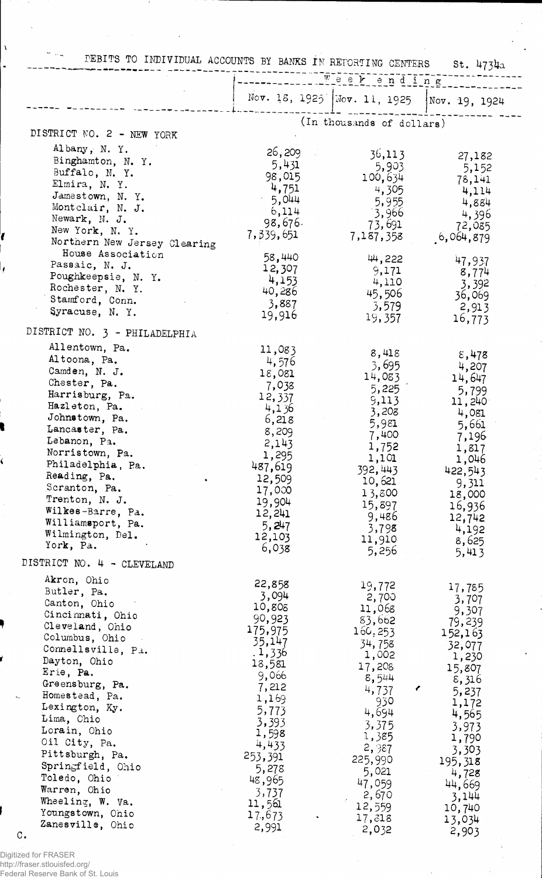DEBITS TO INDIVIDUAL ACCOUNTS BY BANKS IN REPORTING CENTERS St. 4734a

| | Week ending | | |
|---|---|---|---|
| | Nov. 18, 1925 | Nov. 11, 1925 | Nov. 19, 1924 |
| | (In thousands of dollars) | | |
| **DISTRICT NO. 2 - NEW YORK** | | | |
| Albany, N. Y. | 26,209 | 36,113 | 27,182 |
| Binghamton, N. Y. | 5,431 | 5,903 | 5,152 |
| Buffalo, N. Y. | 98,015 | 100,634 | 78,141 |
| Elmira, N. Y. | 4,751 | 4,305 | 4,114 |
| Jamestown, N. Y. | 5,044 | 5,955 | 4,884 |
| Montclair, N. J. | 6,114 | 3,966 | 4,396 |
| Newark, N. J. | 98,676 | 73,691 | 72,085 |
| New York, N. Y. | 7,339,651 | 7,187,358 | 6,064,879 |
| Northern New Jersey Clearing House Association | 58,440 | 44,222 | 47,937 |
| Passaic, N. J. | 12,307 | 9,171 | 8,774 |
| Poughkeepsie, N. Y. | 4,153 | 4,110 | 3,392 |
| Rochester, N. Y. | 40,286 | 45,506 | 36,069 |
| Stamford, Conn. | 3,887 | 3,579 | 2,913 |
| Syracuse, N. Y. | 19,916 | 19,357 | 16,773 |
| **DISTRICT NO. 3 - PHILADELPHIA** | | | |
| Allentown, Pa. | 11,083 | 8,418 | 8,478 |
| Altoona, Pa. | 4,576 | 3,695 | 4,207 |
| Camden, N. J. | 18,081 | 14,083 | 14,647 |
| Chester, Pa. | 7,038 | 5,225 | 5,799 |
| Harrisburg, Pa. | 12,337 | 9,113 | 11,240 |
| Hazleton, Pa. | 4,136 | 3,208 | 4,081 |
| Johnstown, Pa. | 6,218 | 5,981 | 5,661 |
| Lancaster, Pa. | 8,209 | 7,400 | 7,196 |
| Lebanon, Pa. | 2,143 | 1,752 | 1,817 |
| Norristown, Pa. | 1,295 | 1,101 | 1,046 |
| Philadelphia, Pa. | 487,619 | 392,443 | 422,543 |
| Reading, Pa. | 12,509 | 10,621 | 9,311 |
| Scranton, Pa. | 17,000 | 13,800 | 18,000 |
| Trenton, N. J. | 19,904 | 15,897 | 16,936 |
| Wilkes-Barre, Pa. | 12,241 | 9,486 | 12,742 |
| Williamsport, Pa. | 5,247 | 3,798 | 4,192 |
| Wilmington, Del. | 12,103 | 11,910 | 8,625 |
| York, Pa. | 6,038 | 5,256 | 5,413 |
| **DISTRICT NO. 4 - CLEVELAND** | | | |
| Akron, Ohio | 22,858 | 19,772 | 17,785 |
| Butler, Pa. | 3,094 | 2,700 | 3,707 |
| Canton, Ohio | 10,808 | 11,068 | 9,307 |
| Cincinnati, Ohio | 90,923 | 83,662 | 79,239 |
| Cleveland, Ohio | 175,975 | 160,253 | 152,163 |
| Columbus, Ohio | 35,147 | 34,758 | 32,077 |
| Connellsville, Pa. | 1,336 | 1,002 | 1,230 |
| Dayton, Ohio | 18,581 | 17,208 | 15,807 |
| Erie, Pa. | 9,066 | 8,544 | 8,316 |
| Greensburg, Pa. | 7,212 | 4,737 | 5,237 |
| Homestead, Pa. | 1,169 | 930 | 1,172 |
| Lexington, Ky. | 5,773 | 4,694 | 4,565 |
| Lima, Ohio | 3,393 | 3,375 | 3,973 |
| Lorain, Ohio | 1,598 | 1,385 | 1,790 |
| Oil City, Pa. | 4,433 | 2,987 | 3,303 |
| Pittsburgh, Pa. | 253,391 | 225,990 | 195,318 |
| Springfield, Ohio | 5,278 | 5,021 | 4,728 |
| Toledo, Ohio | 48,965 | 47,059 | 44,669 |
| Warren, Ohio | 3,737 | 2,670 | 3,144 |
| Wheeling, W. Va. | 11,561 | 12,559 | 10,740 |
| Youngstown, Ohio | 17,673 | 17,818 | 13,034 |
| Zanesville, Ohio | 2,991 | 2,032 | 2,903 |

C.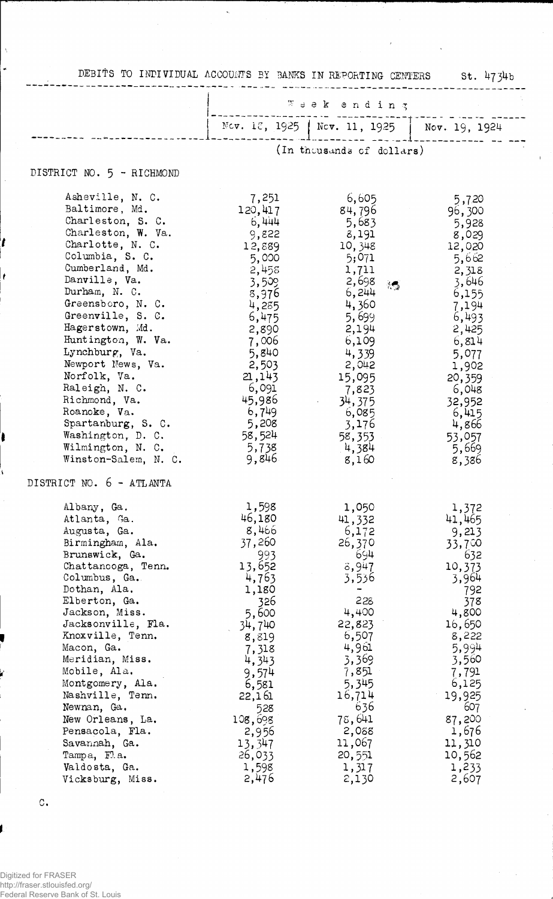DEBITS TO INDIVIDUAL ACCOUNTS BY BANKS IN REPORTING CENTERS St. 4734b

| | Week ending | | |
|---|---|---|---|
| | Nov. 18, 1925 | Nov. 11, 1925 | Nov. 19, 1924 |
| | (In thousands of dollars) | | |
| **DISTRICT NO. 5 - RICHMOND** | | | |
| Asheville, N. C. | 7,251 | 6,605 | 5,720 |
| Baltimore, Md. | 120,417 | 84,796 | 96,300 |
| Charleston, S. C. | 6,444 | 5,683 | 5,928 |
| Charleston, W. Va. | 9,822 | 8,191 | 8,029 |
| Charlotte, N. C. | 12,889 | 10,348 | 12,020 |
| Columbia, S. C. | 5,000 | 5,071 | 5,662 |
| Cumberland, Md. | 2,458 | 1,711 | 2,318 |
| Danville, Va. | 3,509 | 2,698 | 3,646 |
| Durham, N. C. | 8,976 | 6,244 | 6,155 |
| Greensboro, N. C. | 4,285 | 4,360 | 7,194 |
| Greenville, S. C. | 6,475 | 5,699 | 6,493 |
| Hagerstown, Md. | 2,890 | 2,194 | 2,425 |
| Huntington, W. Va. | 7,006 | 6,109 | 6,814 |
| Lynchburg, Va. | 5,840 | 4,339 | 5,077 |
| Newport News, Va. | 2,503 | 2,042 | 1,902 |
| Norfolk, Va. | 21,143 | 15,095 | 20,359 |
| Raleigh, N. C. | 6,091 | 7,823 | 6,048 |
| Richmond, Va. | 45,986 | 34,375 | 32,952 |
| Roanoke, Va. | 6,749 | 6,085 | 6,415 |
| Spartanburg, S. C. | 5,208 | 3,176 | 4,866 |
| Washington, D. C. | 58,524 | 58,353 | 53,057 |
| Wilmington, N. C. | 5,738 | 4,384 | 5,669 |
| Winston-Salem, N. C. | 9,846 | 8,160 | 8,386 |
| **DISTRICT NO. 6 - ATLANTA** | | | |
| Albany, Ga. | 1,598 | 1,050 | 1,372 |
| Atlanta, Ga. | 46,180 | 41,332 | 41,465 |
| Augusta, Ga. | 8,466 | 6,172 | 9,213 |
| Birmingham, Ala. | 37,260 | 26,370 | 33,700 |
| Brunswick, Ga. | 993 | 694 | 632 |
| Chattanooga, Tenn. | 13,652 | 8,947 | 10,373 |
| Columbus, Ga. | 4,763 | 3,536 | 3,964 |
| Dothan, Ala. | 1,180 | - | 792 |
| Elberton, Ga. | 326 | 228 | 378 |
| Jackson, Miss. | 5,600 | 4,400 | 4,800 |
| Jacksonville, Fla. | 34,740 | 22,823 | 16,650 |
| Knoxville, Tenn. | 8,819 | 6,507 | 8,222 |
| Macon, Ga. | 7,318 | 4,961 | 5,994 |
| Meridian, Miss. | 4,343 | 3,369 | 3,560 |
| Mobile, Ala. | 9,574 | 7,851 | 7,791 |
| Montgomery, Ala. | 6,581 | 5,345 | 6,125 |
| Nashville, Tenn. | 22,161 | 16,714 | 19,925 |
| Newnan, Ga. | 528 | 636 | 607 |
| New Orleans, La. | 108,698 | 78,641 | 87,200 |
| Pensacola, Fla. | 2,956 | 2,088 | 1,676 |
| Savannah, Ga. | 13,347 | 11,067 | 11,310 |
| Tampa, Fla. | 26,033 | 20,551 | 10,562 |
| Valdosta, Ga. | 1,598 | 1,317 | 1,233 |
| Vicksburg, Miss. | 2,476 | 2,130 | 2,607 |

C.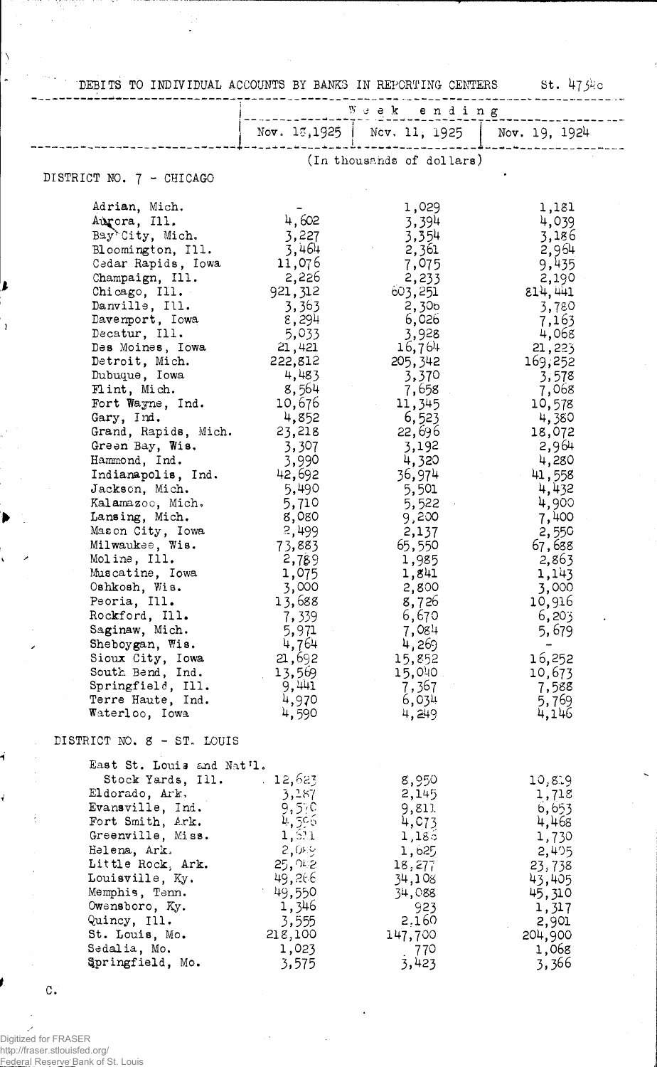DEBITS TO INDIVIDUAL ACCOUNTS BY BANKS IN REPORTING CENTERS St. 4754c

| | Week ending | | |
|---|---|---|---|
| | Nov. 18, 1925 | Nov. 11, 1925 | Nov. 19, 1924 |
| | (In thousands of dollars) | | |
| **DISTRICT NO. 7 - CHICAGO** | | | |
| Adrian, Mich. | - | 1,029 | 1,181 |
| Aurora, Ill. | 4,602 | 3,394 | 4,039 |
| Bay City, Mich. | 3,227 | 3,354 | 3,186 |
| Bloomington, Ill. | 3,464 | 2,361 | 2,964 |
| Cedar Rapids, Iowa | 11,076 | 7,075 | 9,435 |
| Champaign, Ill. | 2,226 | 2,233 | 2,190 |
| Chicago, Ill. | 921,312 | 603,251 | 814,441 |
| Danville, Ill. | 3,363 | 2,306 | 3,780 |
| Davenport, Iowa | 8,294 | 6,026 | 7,163 |
| Decatur, Ill. | 5,033 | 3,928 | 4,068 |
| Des Moines, Iowa | 21,421 | 16,764 | 21,223 |
| Detroit, Mich. | 222,812 | 205,342 | 169,252 |
| Dubuque, Iowa | 4,483 | 3,370 | 3,578 |
| Flint, Mich. | 8,564 | 7,658 | 7,068 |
| Fort Wayne, Ind. | 10,676 | 11,345 | 10,578 |
| Gary, Ind. | 4,852 | 6,523 | 4,380 |
| Grand Rapids, Mich. | 23,218 | 22,696 | 18,072 |
| Green Bay, Wis. | 3,307 | 3,192 | 2,964 |
| Hammond, Ind. | 3,990 | 4,320 | 4,280 |
| Indianapolis, Ind. | 42,692 | 36,974 | 41,558 |
| Jackson, Mich. | 5,490 | 5,501 | 4,432 |
| Kalamazoo, Mich. | 5,710 | 5,522 | 4,900 |
| Lansing, Mich. | 8,080 | 9,200 | 7,400 |
| Mason City, Iowa | 2,499 | 2,137 | 2,550 |
| Milwaukee, Wis. | 73,883 | 65,550 | 67,688 |
| Moline, Ill. | 2,789 | 1,985 | 2,863 |
| Muscatine, Iowa | 1,075 | 1,841 | 1,143 |
| Oshkosh, Wis. | 3,000 | 2,800 | 3,000 |
| Peoria, Ill. | 13,688 | 8,726 | 10,916 |
| Rockford, Ill. | 7,339 | 6,670 | 6,203 |
| Saginaw, Mich. | 5,971 | 7,084 | 5,679 |
| Sheboygan, Wis. | 4,764 | 4,269 | - |
| Sioux City, Iowa | 21,692 | 15,852 | 16,252 |
| South Bend, Ind. | 13,569 | 15,040 | 10,673 |
| Springfield, Ill. | 9,441 | 7,367 | 7,588 |
| Terre Haute, Ind. | 4,970 | 6,034 | 5,769 |
| Waterloo, Iowa | 4,590 | 4,249 | 4,146 |
| **DISTRICT NO. 8 - ST. LOUIS** | | | |
| East St. Louis and Nat'l. Stock Yards, Ill. | 12,623 | 8,950 | 10,819 |
| Eldorado, Ark. | 3,187 | 2,145 | 1,718 |
| Evansville, Ind. | 9,570 | 9,811 | 6,653 |
| Fort Smith, Ark. | 4,596 | 4,073 | 4,468 |
| Greenville, Miss. | 1,511 | 1,186 | 1,730 |
| Helena, Ark. | 2,089 | 1,625 | 2,405 |
| Little Rock, Ark. | 25,942 | 18,277 | 23,738 |
| Louisville, Ky. | 49,266 | 34,108 | 43,405 |
| Memphis, Tenn. | 49,550 | 34,088 | 45,310 |
| Owensboro, Ky. | 1,346 | 923 | 1,317 |
| Quincy, Ill. | 3,555 | 2,160 | 2,901 |
| St. Louis, Mo. | 218,100 | 147,700 | 204,900 |
| Sedalia, Mo. | 1,023 | 770 | 1,068 |
| Springfield, Mo. | 3,575 | 3,423 | 3,366 |

C.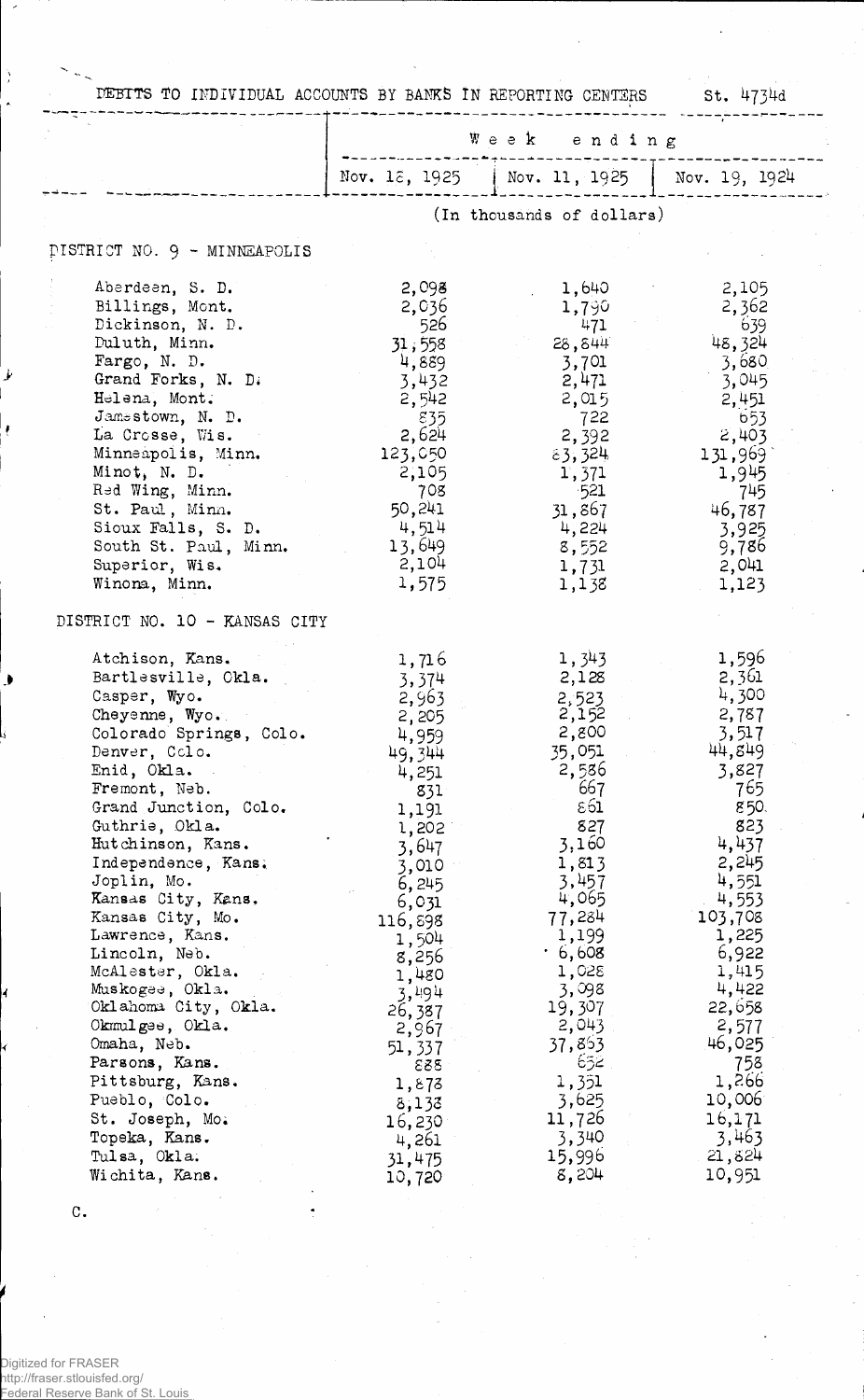DEBITS TO INDIVIDUAL ACCOUNTS BY BANKS IN REPORTING CENTERS St. 4734d

| | Week ending | | |
|---|---|---|---|
| | Nov. 18, 1925 | Nov. 11, 1925 | Nov. 19, 1924 |
| | (In thousands of dollars) | | |
| **DISTRICT NO. 9 - MINNEAPOLIS** | | | |
| Aberdeen, S. D. | 2,098 | 1,640 | 2,105 |
| Billings, Mont. | 2,036 | 1,790 | 2,362 |
| Dickinson, N. D. | 526 | 471 | 639 |
| Duluth, Minn. | 31,558 | 28,844 | 48,324 |
| Fargo, N. D. | 4,889 | 3,701 | 3,680 |
| Grand Forks, N. D. | 3,432 | 2,471 | 3,045 |
| Helena, Mont. | 2,542 | 2,015 | 2,451 |
| Jamestown, N. D. | 835 | 722 | 653 |
| La Crosse, Wis. | 2,624 | 2,392 | 2,403 |
| Minneapolis, Minn. | 123,050 | 83,324 | 131,969 |
| Minot, N. D. | 2,105 | 1,371 | 1,945 |
| Red Wing, Minn. | 708 | 521 | 745 |
| St. Paul, Minn. | 50,241 | 31,867 | 46,787 |
| Sioux Falls, S. D. | 4,514 | 4,224 | 3,925 |
| South St. Paul, Minn. | 13,649 | 8,552 | 9,786 |
| Superior, Wis. | 2,104 | 1,731 | 2,041 |
| Winona, Minn. | 1,575 | 1,138 | 1,123 |
| **DISTRICT NO. 10 - KANSAS CITY** | | | |
| Atchison, Kans. | 1,716 | 1,343 | 1,596 |
| Bartlesville, Okla. | 3,374 | 2,128 | 2,361 |
| Casper, Wyo. | 2,963 | 2,523 | 4,300 |
| Cheyenne, Wyo. | 2,205 | 2,152 | 2,787 |
| Colorado Springs, Colo. | 4,959 | 2,800 | 3,517 |
| Denver, Colo. | 49,344 | 35,051 | 44,849 |
| Enid, Okla. | 4,251 | 2,586 | 3,827 |
| Fremont, Neb. | 831 | 667 | 765 |
| Grand Junction, Colo. | 1,191 | 861 | 850 |
| Guthrie, Okla. | 1,202 | 827 | 823 |
| Hutchinson, Kans. | 3,647 | 3,160 | 4,437 |
| Independence, Kans. | 3,010 | 1,813 | 2,245 |
| Joplin, Mo. | 6,245 | 3,457 | 4,551 |
| Kansas City, Kans. | 6,031 | 4,065 | 4,553 |
| Kansas City, Mo. | 116,898 | 77,284 | 103,708 |
| Lawrence, Kans. | 1,504 | 1,199 | 1,225 |
| Lincoln, Neb. | 8,256 | 6,608 | 6,922 |
| McAlester, Okla. | 1,480 | 1,028 | 1,415 |
| Muskogee, Okla. | 3,494 | 3,098 | 4,422 |
| Oklahoma City, Okla. | 26,387 | 19,307 | 22,658 |
| Okmulgee, Okla. | 2,967 | 2,043 | 2,577 |
| Omaha, Neb. | 51,337 | 37,863 | 46,025 |
| Parsons, Kans. | 885 | 652 | 758 |
| Pittsburg, Kans. | 1,878 | 1,351 | 1,266 |
| Pueblo, Colo. | 8,138 | 3,625 | 10,006 |
| St. Joseph, Mo. | 16,230 | 11,726 | 16,171 |
| Topeka, Kans. | 4,261 | 3,340 | 3,463 |
| Tulsa, Okla. | 31,475 | 15,996 | 21,824 |
| Wichita, Kans. | 10,720 | 8,204 | 10,951 |

C.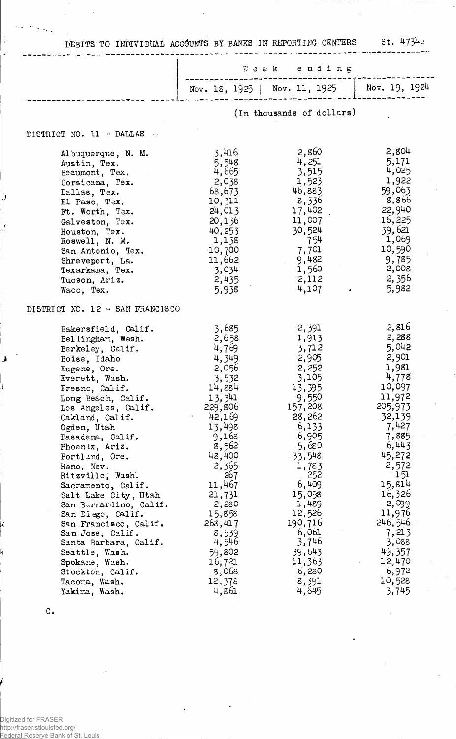DEBITS TO INDIVIDUAL ACCOUNTS BY BANKS IN REPORTING CENTERS St. 4734e

| | Week ending | | |
|---|---|---|---|
| | Nov. 18, 1925 | Nov. 11, 1925 | Nov. 19, 1924 |
| | (In thousands of dollars) | | |
| **DISTRICT NO. 11 - DALLAS** | | | |
| Albuquerque, N. M. | 3,416 | 2,860 | 2,804 |
| Austin, Tex. | 5,548 | 4,251 | 5,171 |
| Beaumont, Tex. | 4,665 | 3,515 | 4,025 |
| Corsicana, Tex. | 2,038 | 1,523 | 1,922 |
| Dallas, Tex. | 68,673 | 46,883 | 59,063 |
| El Paso, Tex. | 10,311 | 8,336 | 8,866 |
| Ft. Worth, Tex. | 24,013 | 17,402 | 22,940 |
| Galveston, Tex. | 20,136 | 11,007 | 16,225 |
| Houston, Tex. | 40,253 | 30,524 | 39,621 |
| Roswell, N. M. | 1,138 | 754 | 1,069 |
| San Antonio, Tex. | 10,700 | 7,701 | 10,590 |
| Shreveport, La. | 11,662 | 9,482 | 9,785 |
| Texarkana, Tex. | 3,034 | 1,560 | 2,008 |
| Tucson, Ariz. | 2,435 | 2,112 | 2,356 |
| Waco, Tex. | 5,938 | 4,107 | 5,982 |
| **DISTRICT NO. 12 - SAN FRANCISCO** | | | |
| Bakersfield, Calif. | 3,685 | 2,391 | 2,816 |
| Bellingham, Wash. | 2,658 | 1,913 | 2,288 |
| Berkeley, Calif. | 4,769 | 3,712 | 5,042 |
| Boise, Idaho | 4,349 | 2,905 | 2,901 |
| Eugene, Ore. | 2,056 | 2,252 | 1,981 |
| Everett, Wash. | 3,532 | 3,105 | 4,778 |
| Fresno, Calif. | 14,884 | 13,395 | 10,097 |
| Long Beach, Calif. | 13,341 | 9,550 | 11,972 |
| Los Angeles, Calif. | 229,806 | 157,208 | 205,973 |
| Oakland, Calif. | 42,169 | 28,262 | 32,139 |
| Ogden, Utah | 13,498 | 6,133 | 7,427 |
| Pasadena, Calif. | 9,168 | 6,905 | 7,885 |
| Phoenix, Ariz. | 8,562 | 5,680 | 6,443 |
| Portland, Ore. | 48,400 | 33,548 | 45,272 |
| Reno, Nev. | 2,365 | 1,783 | 2,572 |
| Ritzville, Wash. | 267 | 252 | 151 |
| Sacramento, Calif. | 11,467 | 6,409 | 15,814 |
| Salt Lake City, Utah | 21,731 | 15,098 | 16,326 |
| San Bernardino, Calif. | 2,280 | 1,489 | 2,099 |
| San Diego, Calif. | 15,858 | 12,526 | 11,976 |
| San Francisco, Calif. | 268,417 | 190,716 | 246,546 |
| San Jose, Calif. | 8,539 | 6,061 | 7,213 |
| Santa Barbara, Calif. | 4,546 | 3,746 | 3,088 |
| Seattle, Wash. | 59,802 | 39,643 | 49,357 |
| Spokane, Wash. | 16,721 | 11,363 | 12,470 |
| Stockton, Calif. | 8,068 | 6,280 | 6,972 |
| Tacoma, Wash. | 12,378 | 8,391 | 10,528 |
| Yakima, Wash. | 4,861 | 4,645 | 3,745 |

C.